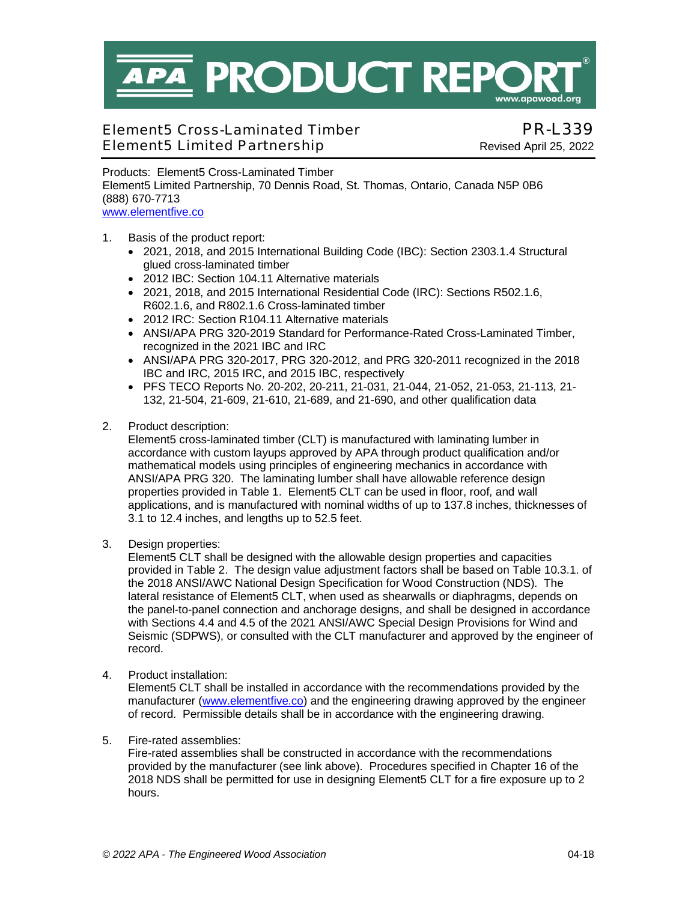# APA PRODUCT REPORT®

www.apawood.org

## Element5 Cross-Laminated Timber
## Element5 Limited Partnership

**PR-L339**
Revised April 25, 2022

Products: Element5 Cross-Laminated Timber
Element5 Limited Partnership, 70 Dennis Road, St. Thomas, Ontario, Canada N5P 0B6
(888) 670-7713
[www.elementfive.co](http://www.elementfive.co)

1. Basis of the product report:
   - 2021, 2018, and 2015 International Building Code (IBC): Section 2303.1.4 Structural glued cross-laminated timber
   - 2012 IBC: Section 104.11 Alternative materials
   - 2021, 2018, and 2015 International Residential Code (IRC): Sections R502.1.6, R602.1.6, and R802.1.6 Cross-laminated timber
   - 2012 IRC: Section R104.11 Alternative materials
   - ANSI/APA PRG 320-2019 Standard for Performance-Rated Cross-Laminated Timber, recognized in the 2021 IBC and IRC
   - ANSI/APA PRG 320-2017, PRG 320-2012, and PRG 320-2011 recognized in the 2018 IBC and IRC, 2015 IRC, and 2015 IBC, respectively
   - PFS TECO Reports No. 20-202, 20-211, 21-031, 21-044, 21-052, 21-053, 21-113, 21-132, 21-504, 21-609, 21-610, 21-689, and 21-690, and other qualification data

2. Product description:
   Element5 cross-laminated timber (CLT) is manufactured with laminating lumber in accordance with custom layups approved by APA through product qualification and/or mathematical models using principles of engineering mechanics in accordance with ANSI/APA PRG 320. The laminating lumber shall have allowable reference design properties provided in Table 1. Element5 CLT can be used in floor, roof, and wall applications, and is manufactured with nominal widths of up to 137.8 inches, thicknesses of 3.1 to 12.4 inches, and lengths up to 52.5 feet.

3. Design properties:
   Element5 CLT shall be designed with the allowable design properties and capacities provided in Table 2. The design value adjustment factors shall be based on Table 10.3.1. of the 2018 ANSI/AWC National Design Specification for Wood Construction (NDS). The lateral resistance of Element5 CLT, when used as shearwalls or diaphragms, depends on the panel-to-panel connection and anchorage designs, and shall be designed in accordance with Sections 4.4 and 4.5 of the 2021 ANSI/AWC Special Design Provisions for Wind and Seismic (SDPWS), or consulted with the CLT manufacturer and approved by the engineer of record.

4. Product installation:
   Element5 CLT shall be installed in accordance with the recommendations provided by the manufacturer ([www.elementfive.co](http://www.elementfive.co)) and the engineering drawing approved by the engineer of record. Permissible details shall be in accordance with the engineering drawing.

5. Fire-rated assemblies:
   Fire-rated assemblies shall be constructed in accordance with the recommendations provided by the manufacturer (see link above). Procedures specified in Chapter 16 of the 2018 NDS shall be permitted for use in designing Element5 CLT for a fire exposure up to 2 hours.

*© 2022 APA - The Engineered Wood Association*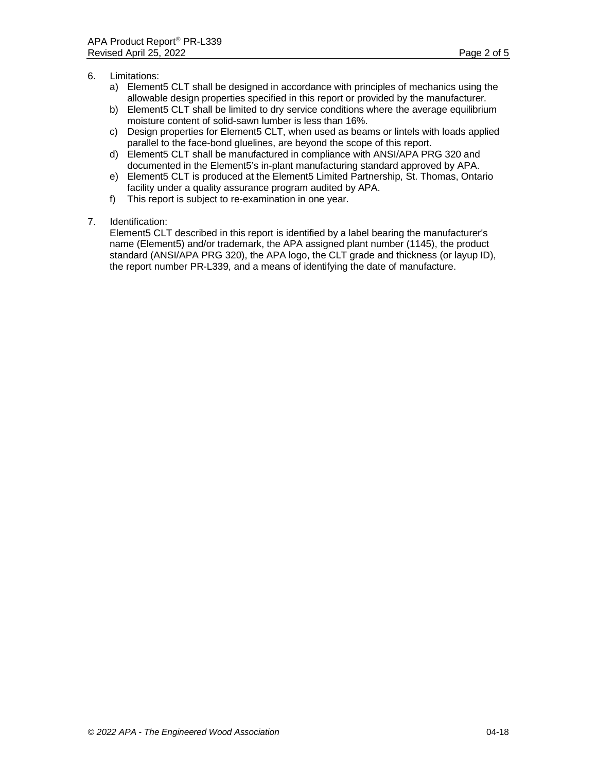6. Limitations:
   a) Element5 CLT shall be designed in accordance with principles of mechanics using the allowable design properties specified in this report or provided by the manufacturer.
   b) Element5 CLT shall be limited to dry service conditions where the average equilibrium moisture content of solid-sawn lumber is less than 16%.
   c) Design properties for Element5 CLT, when used as beams or lintels with loads applied parallel to the face-bond gluelines, are beyond the scope of this report.
   d) Element5 CLT shall be manufactured in compliance with ANSI/APA PRG 320 and documented in the Element5's in-plant manufacturing standard approved by APA.
   e) Element5 CLT is produced at the Element5 Limited Partnership, St. Thomas, Ontario facility under a quality assurance program audited by APA.
   f) This report is subject to re-examination in one year.

7. Identification:
   Element5 CLT described in this report is identified by a label bearing the manufacturer's name (Element5) and/or trademark, the APA assigned plant number (1145), the product standard (ANSI/APA PRG 320), the APA logo, the CLT grade and thickness (or layup ID), the report number PR-L339, and a means of identifying the date of manufacture.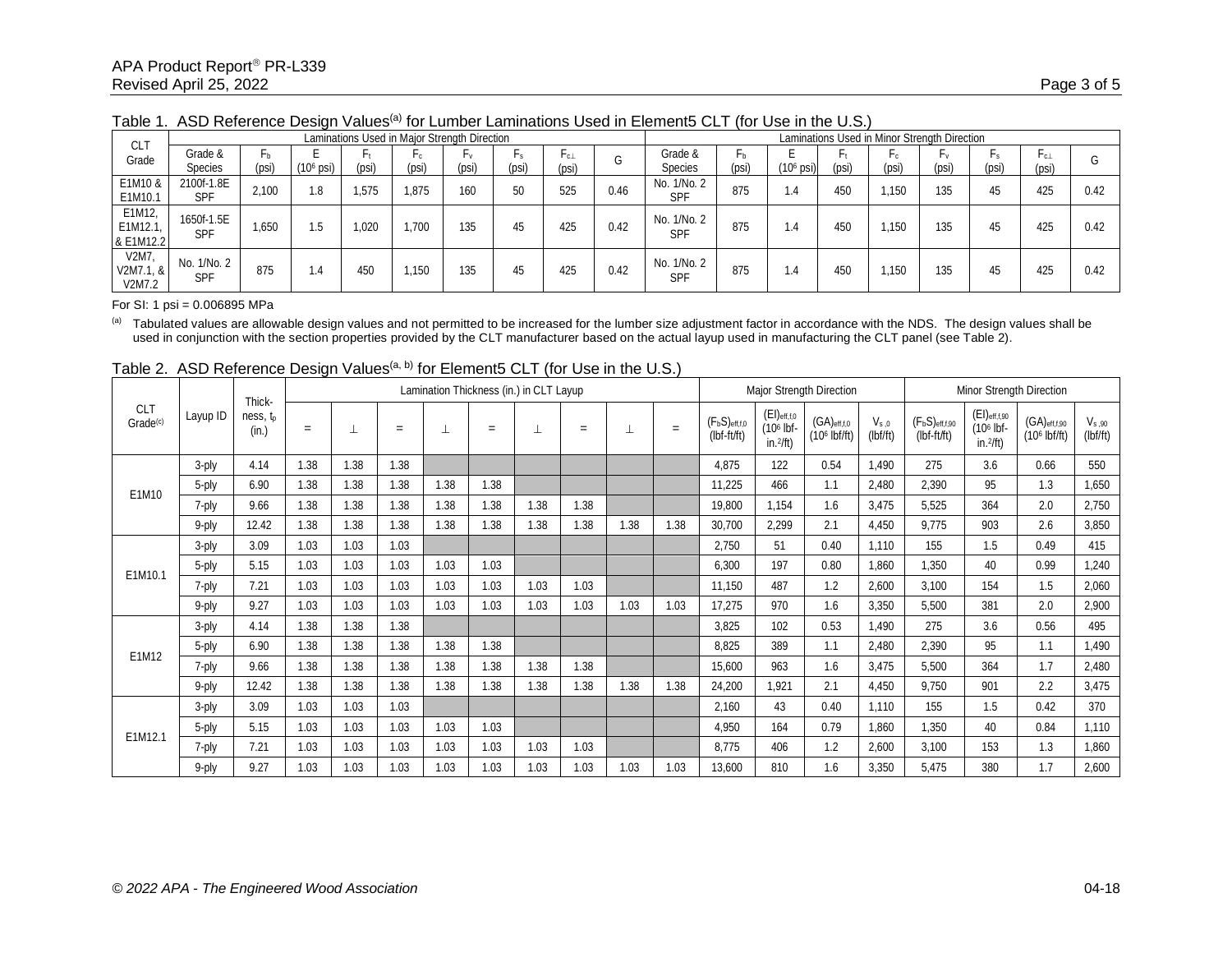Table 1. ASD Reference Design Values[(a)] for Lumber Laminations Used in Element5 CLT (for Use in the U.S.)

| CLT Grade | Laminations Used in Major Strength Direction | | | | | | | | | Laminations Used in Minor Strength Direction | | | | | | | | |
|---|---|---|---|---|---|---|---|---|---|---|---|---|---|---|---|---|---|---|
| | Grade & Species | $F_b$ (psi) | E ($10^6$ psi) | $F_t$ (psi) | $F_c$ (psi) | $F_v$ (psi) | $F_s$ (psi) | $F_{c\perp}$ (psi) | G | Grade & Species | $F_b$ (psi) | E ($10^6$ psi) | $F_t$ (psi) | $F_c$ (psi) | $F_v$ (psi) | $F_s$ (psi) | $F_{c\perp}$ (psi) | G |
| E1M10 & E1M10.1 | 2100f-1.8E SPF | 2,100 | 1.8 | 1,575 | 1,875 | 160 | 50 | 525 | 0.46 | No. 1/No. 2 SPF | 875 | 1.4 | 450 | 1,150 | 135 | 45 | 425 | 0.42 |
| E1M12, E1M12.1, & E1M12.2 | 1650f-1.5E SPF | 1,650 | 1.5 | 1,020 | 1,700 | 135 | 45 | 425 | 0.42 | No. 1/No. 2 SPF | 875 | 1.4 | 450 | 1,150 | 135 | 45 | 425 | 0.42 |
| V2M7, V2M7.1, & V2M7.2 | No. 1/No. 2 SPF | 875 | 1.4 | 450 | 1,150 | 135 | 45 | 425 | 0.42 | No. 1/No. 2 SPF | 875 | 1.4 | 450 | 1,150 | 135 | 45 | 425 | 0.42 |

For SI: 1 psi = 0.006895 MPa

[(a)] Tabulated values are allowable design values and not permitted to be increased for the lumber size adjustment factor in accordance with the NDS. The design values shall be used in conjunction with the section properties provided by the CLT manufacturer based on the actual layup used in manufacturing the CLT panel (see Table 2).

Table 2. ASD Reference Design Values[(a, b)] for Element5 CLT (for Use in the U.S.)

| CLT Grade[(c)] | Layup ID | Thick-ness, $t_p$ (in.) | Lamination Thickness (in.) in CLT Layup | | | | | | | | | Major Strength Direction | | | | Minor Strength Direction | | | |
|---|---|---|---|---|---|---|---|---|---|---|---|---|---|---|---|---|---|---|---|
| | | | = | ⊥ | = | ⊥ | = | ⊥ | = | ⊥ | = | $(F_bS)_{eff,f,0}$ (lbf-ft/ft) | $(EI)_{eff,f,0}$ ($10^6$ lbf-in.$^2$/ft) | $(GA)_{eff,f,0}$ ($10^6$ lbf/ft) | $V_{s,0}$ (lbf/ft) | $(F_bS)_{eff,f,90}$ (lbf-ft/ft) | $(EI)_{eff,f,90}$ ($10^6$ lbf-in.$^2$/ft) | $(GA)_{eff,f,90}$ ($10^6$ lbf/ft) | $V_{s,90}$ (lbf/ft) |
| E1M10 | 3-ply | 4.14 | 1.38 | 1.38 | 1.38 | | | | | | | 4,875 | 122 | 0.54 | 1,490 | 275 | 3.6 | 0.66 | 550 |
| | 5-ply | 6.90 | 1.38 | 1.38 | 1.38 | 1.38 | 1.38 | | | | | 11,225 | 466 | 1.1 | 2,480 | 2,390 | 95 | 1.3 | 1,650 |
| | 7-ply | 9.66 | 1.38 | 1.38 | 1.38 | 1.38 | 1.38 | 1.38 | 1.38 | | | 19,800 | 1,154 | 1.6 | 3,475 | 5,525 | 364 | 2.0 | 2,750 |
| | 9-ply | 12.42 | 1.38 | 1.38 | 1.38 | 1.38 | 1.38 | 1.38 | 1.38 | 1.38 | 1.38 | 30,700 | 2,299 | 2.1 | 4,450 | 9,775 | 903 | 2.6 | 3,850 |
| E1M10.1 | 3-ply | 3.09 | 1.03 | 1.03 | 1.03 | | | | | | | 2,750 | 51 | 0.40 | 1,110 | 155 | 1.5 | 0.49 | 415 |
| | 5-ply | 5.15 | 1.03 | 1.03 | 1.03 | 1.03 | 1.03 | | | | | 6,300 | 197 | 0.80 | 1,860 | 1,350 | 40 | 0.99 | 1,240 |
| | 7-ply | 7.21 | 1.03 | 1.03 | 1.03 | 1.03 | 1.03 | 1.03 | 1.03 | | | 11,150 | 487 | 1.2 | 2,600 | 3,100 | 154 | 1.5 | 2,060 |
| | 9-ply | 9.27 | 1.03 | 1.03 | 1.03 | 1.03 | 1.03 | 1.03 | 1.03 | 1.03 | 1.03 | 17,275 | 970 | 1.6 | 3,350 | 5,500 | 381 | 2.0 | 2,900 |
| E1M12 | 3-ply | 4.14 | 1.38 | 1.38 | 1.38 | | | | | | | 3,825 | 102 | 0.53 | 1,490 | 275 | 3.6 | 0.56 | 495 |
| | 5-ply | 6.90 | 1.38 | 1.38 | 1.38 | 1.38 | 1.38 | | | | | 8,825 | 389 | 1.1 | 2,480 | 2,390 | 95 | 1.1 | 1,490 |
| | 7-ply | 9.66 | 1.38 | 1.38 | 1.38 | 1.38 | 1.38 | 1.38 | 1.38 | | | 15,600 | 963 | 1.6 | 3,475 | 5,500 | 364 | 1.7 | 2,480 |
| | 9-ply | 12.42 | 1.38 | 1.38 | 1.38 | 1.38 | 1.38 | 1.38 | 1.38 | 1.38 | 1.38 | 24,200 | 1,921 | 2.1 | 4,450 | 9,750 | 901 | 2.2 | 3,475 |
| E1M12.1 | 3-ply | 3.09 | 1.03 | 1.03 | 1.03 | | | | | | | 2,160 | 43 | 0.40 | 1,110 | 155 | 1.5 | 0.42 | 370 |
| | 5-ply | 5.15 | 1.03 | 1.03 | 1.03 | 1.03 | 1.03 | | | | | 4,950 | 164 | 0.79 | 1,860 | 1,350 | 40 | 0.84 | 1,110 |
| | 7-ply | 7.21 | 1.03 | 1.03 | 1.03 | 1.03 | 1.03 | 1.03 | 1.03 | | | 8,775 | 406 | 1.2 | 2,600 | 3,100 | 153 | 1.3 | 1,860 |
| | 9-ply | 9.27 | 1.03 | 1.03 | 1.03 | 1.03 | 1.03 | 1.03 | 1.03 | 1.03 | 1.03 | 13,600 | 810 | 1.6 | 3,350 | 5,475 | 380 | 1.7 | 2,600 |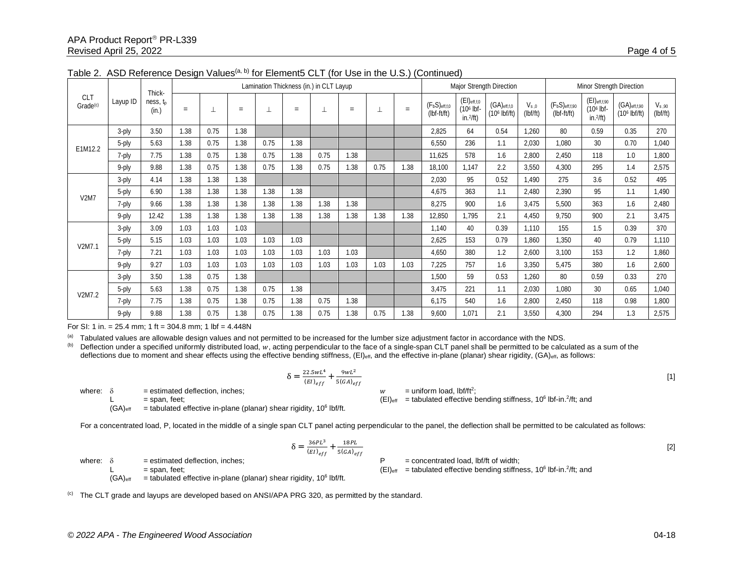Table 2. ASD Reference Design Values[a, b] for Element5 CLT (for Use in the U.S.) (Continued)

| CLT Grade[c] | Layup ID | Thick-ness, $t_p$ (in.) | Lamination Thickness (in.) in CLT Layup | | | | | | | | | Major Strength Direction | | | | Minor Strength Direction | | | |
|---|---|---|---|---|---|---|---|---|---|---|---|---|---|---|---|---|---|---|---|
| | | | = | ⊥ | = | ⊥ | = | ⊥ | = | ⊥ | = | $(F_bS)_{eff,f,0}$ (lbf-ft/ft) | $(EI)_{eff,f,0}$ ($10^6$ lbf-in.$^2$/ft) | $(GA)_{eff,f,0}$ ($10^6$ lbf/ft) | $V_{s,0}$ (lbf/ft) | $(F_bS)_{eff,f,90}$ (lbf-ft/ft) | $(EI)_{eff,f,90}$ ($10^6$ lbf-in.$^2$/ft) | $(GA)_{eff,f,90}$ ($10^6$ lbf/ft) | $V_{s,90}$ (lbf/ft) |
| E1M12.2 | 3-ply | 3.50 | 1.38 | 0.75 | 1.38 | | | | | | | 2,825 | 64 | 0.54 | 1,260 | 80 | 0.59 | 0.35 | 270 |
| | 5-ply | 5.63 | 1.38 | 0.75 | 1.38 | 0.75 | 1.38 | | | | | 6,550 | 236 | 1.1 | 2,030 | 1,080 | 30 | 0.70 | 1,040 |
| | 7-ply | 7.75 | 1.38 | 0.75 | 1.38 | 0.75 | 1.38 | 0.75 | 1.38 | | | 11,625 | 578 | 1.6 | 2,800 | 2,450 | 118 | 1.0 | 1,800 |
| | 9-ply | 9.88 | 1.38 | 0.75 | 1.38 | 0.75 | 1.38 | 0.75 | 1.38 | 0.75 | 1.38 | 18,100 | 1,147 | 2.2 | 3,550 | 4,300 | 295 | 1.4 | 2,575 |
| V2M7 | 3-ply | 4.14 | 1.38 | 1.38 | 1.38 | | | | | | | 2,030 | 95 | 0.52 | 1,490 | 275 | 3.6 | 0.52 | 495 |
| | 5-ply | 6.90 | 1.38 | 1.38 | 1.38 | 1.38 | 1.38 | | | | | 4,675 | 363 | 1.1 | 2,480 | 2,390 | 95 | 1.1 | 1,490 |
| | 7-ply | 9.66 | 1.38 | 1.38 | 1.38 | 1.38 | 1.38 | 1.38 | 1.38 | | | 8,275 | 900 | 1.6 | 3,475 | 5,500 | 363 | 1.6 | 2,480 |
| | 9-ply | 12.42 | 1.38 | 1.38 | 1.38 | 1.38 | 1.38 | 1.38 | 1.38 | 1.38 | 1.38 | 12,850 | 1,795 | 2.1 | 4,450 | 9,750 | 900 | 2.1 | 3,475 |
| V2M7.1 | 3-ply | 3.09 | 1.03 | 1.03 | 1.03 | | | | | | | 1,140 | 40 | 0.39 | 1,110 | 155 | 1.5 | 0.39 | 370 |
| | 5-ply | 5.15 | 1.03 | 1.03 | 1.03 | 1.03 | 1.03 | | | | | 2,625 | 153 | 0.79 | 1,860 | 1,350 | 40 | 0.79 | 1,110 |
| | 7-ply | 7.21 | 1.03 | 1.03 | 1.03 | 1.03 | 1.03 | 1.03 | 1.03 | | | 4,650 | 380 | 1.2 | 2,600 | 3,100 | 153 | 1.2 | 1,860 |
| | 9-ply | 9.27 | 1.03 | 1.03 | 1.03 | 1.03 | 1.03 | 1.03 | 1.03 | 1.03 | 1.03 | 7,225 | 757 | 1.6 | 3,350 | 5,475 | 380 | 1.6 | 2,600 |
| V2M7.2 | 3-ply | 3.50 | 1.38 | 0.75 | 1.38 | | | | | | | 1,500 | 59 | 0.53 | 1,260 | 80 | 0.59 | 0.33 | 270 |
| | 5-ply | 5.63 | 1.38 | 0.75 | 1.38 | 0.75 | 1.38 | | | | | 3,475 | 221 | 1.1 | 2,030 | 1,080 | 30 | 0.65 | 1,040 |
| | 7-ply | 7.75 | 1.38 | 0.75 | 1.38 | 0.75 | 1.38 | 0.75 | 1.38 | | | 6,175 | 540 | 1.6 | 2,800 | 2,450 | 118 | 0.98 | 1,800 |
| | 9-ply | 9.88 | 1.38 | 0.75 | 1.38 | 0.75 | 1.38 | 0.75 | 1.38 | 0.75 | 1.38 | 9,600 | 1,071 | 2.1 | 3,550 | 4,300 | 294 | 1.3 | 2,575 |

For SI: 1 in. = 25.4 mm; 1 ft = 304.8 mm; 1 lbf = 4.448N

[a] Tabulated values are allowable design values and not permitted to be increased for the lumber size adjustment factor in accordance with the NDS.

[b] Deflection under a specified uniformly distributed load, $w$, acting perpendicular to the face of a single-span CLT panel shall be permitted to be calculated as a sum of the deflections due to moment and shear effects using the effective bending stiffness, $(EI)_{eff}$, and the effective in-plane (planar) shear rigidity, $(GA)_{eff}$, as follows:

$$\delta = \frac{22.5wL^4}{(EI)_{eff}} + \frac{9wL^2}{5(GA)_{eff}} \quad [1]$$

where:
- $\delta$ = estimated deflection, inches;
- $L$ = span, feet;
- $(GA)_{eff}$ = tabulated effective in-plane (planar) shear rigidity, $10^6$ lbf/ft.
- $w$ = uniform load, lbf/ft$^2$;
- $(EI)_{eff}$ = tabulated effective bending stiffness, $10^6$ lbf-in.$^2$/ft; and

For a concentrated load, P, located in the middle of a single span CLT panel acting perpendicular to the panel, the deflection shall be permitted to be calculated as follows:

$$\delta = \frac{36PL^3}{(EI)_{eff}} + \frac{18PL}{5(GA)_{eff}} \quad [2]$$

where:
- $\delta$ = estimated deflection, inches;
- $L$ = span, feet;
- $(GA)_{eff}$ = tabulated effective in-plane (planar) shear rigidity, $10^6$ lbf/ft.
- $P$ = concentrated load, lbf/ft of width;
- $(EI)_{eff}$ = tabulated effective bending stiffness, $10^6$ lbf-in.$^2$/ft; and

[c] The CLT grade and layups are developed based on ANSI/APA PRG 320, as permitted by the standard.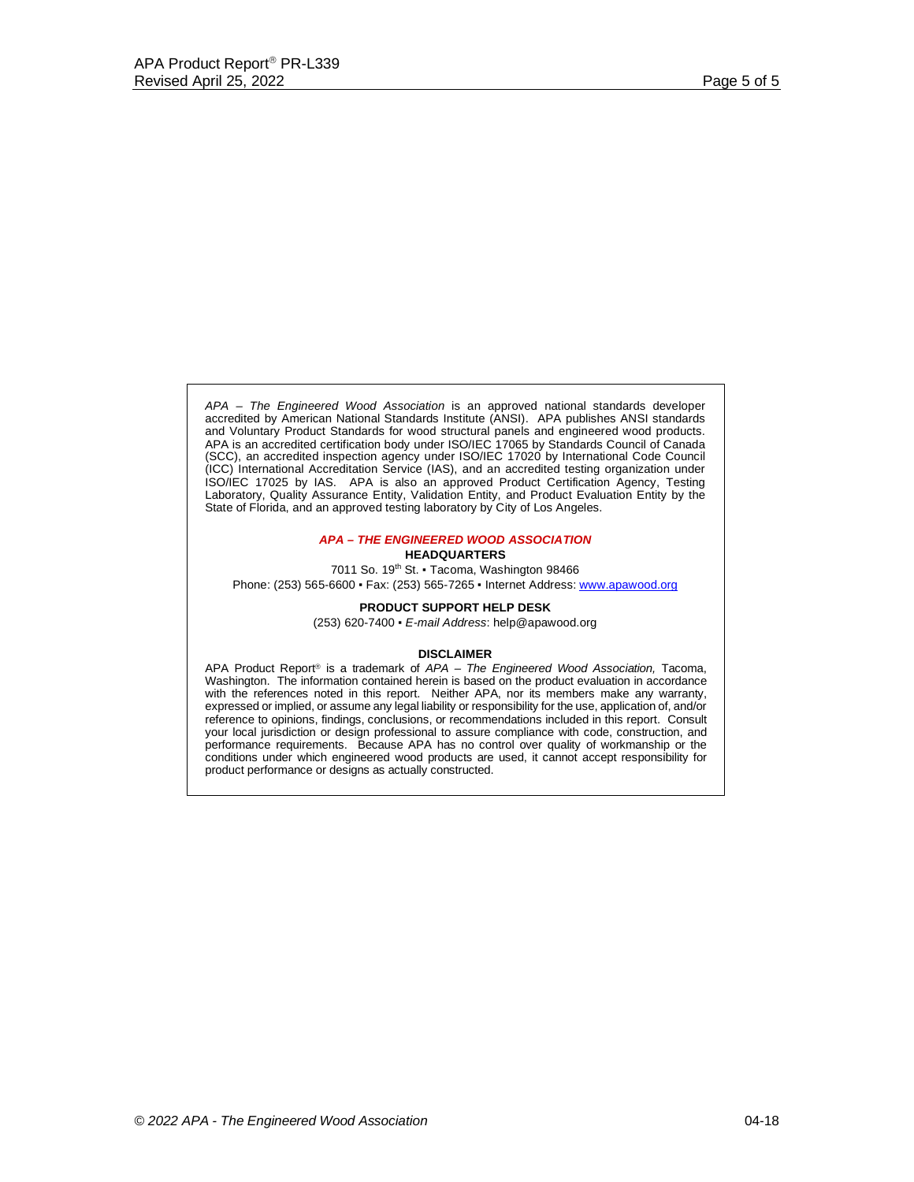*APA – The Engineered Wood Association* is an approved national standards developer accredited by American National Standards Institute (ANSI). APA publishes ANSI standards and Voluntary Product Standards for wood structural panels and engineered wood products. APA is an accredited certification body under ISO/IEC 17065 by Standards Council of Canada (SCC), an accredited inspection agency under ISO/IEC 17020 by International Code Council (ICC) International Accreditation Service (IAS), and an accredited testing organization under ISO/IEC 17025 by IAS. APA is also an approved Product Certification Agency, Testing Laboratory, Quality Assurance Entity, Validation Entity, and Product Evaluation Entity by the State of Florida, and an approved testing laboratory by City of Los Angeles.

***APA – THE ENGINEERED WOOD ASSOCIATION***

**HEADQUARTERS**

7011 So. 19th St. ▪ Tacoma, Washington 98466

Phone: (253) 565-6600 ▪ Fax: (253) 565-7265 ▪ Internet Address: [www.apawood.org](http://www.apawood.org)

**PRODUCT SUPPORT HELP DESK**

(253) 620-7400 ▪ *E-mail Address*: help@apawood.org

**DISCLAIMER**

APA Product Report® is a trademark of *APA – The Engineered Wood Association,* Tacoma, Washington. The information contained herein is based on the product evaluation in accordance with the references noted in this report. Neither APA, nor its members make any warranty, expressed or implied, or assume any legal liability or responsibility for the use, application of, and/or reference to opinions, findings, conclusions, or recommendations included in this report. Consult your local jurisdiction or design professional to assure compliance with code, construction, and performance requirements. Because APA has no control over quality of workmanship or the conditions under which engineered wood products are used, it cannot accept responsibility for product performance or designs as actually constructed.